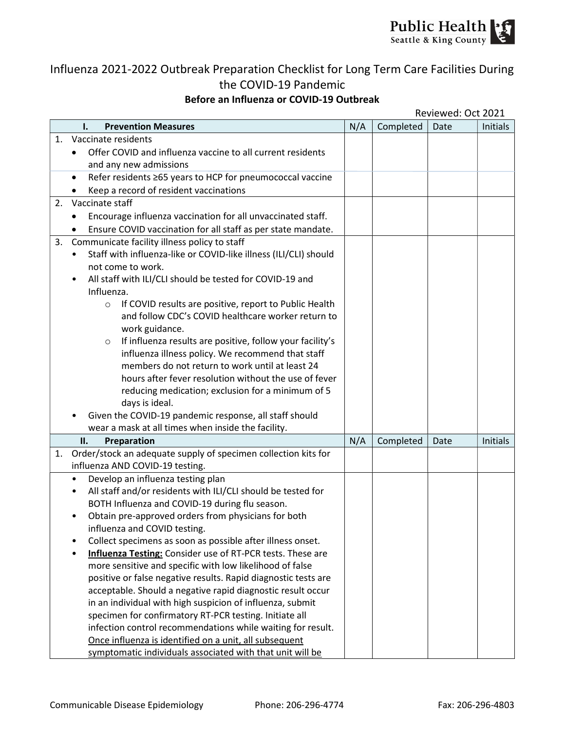Public Health
Seattle & King County

# Influenza 2021-2022 Outbreak Preparation Checklist for Long Term Care Facilities During the COVID-19 Pandemic

**Before an Influenza or COVID-19 Outbreak**

Reviewed: Oct 2021

| I. **Prevention Measures** | N/A | Completed | Date | Initials |
|---|---|---|---|---|
| 1. Vaccinate residents<br>• Offer COVID and influenza vaccine to all current residents and any new admissions | | | | |
| • Refer residents ≥65 years to HCP for pneumococcal vaccine<br>• Keep a record of resident vaccinations | | | | |
| 2. Vaccinate staff<br>• Encourage influenza vaccination for all unvaccinated staff.<br>• Ensure COVID vaccination for all staff as per state mandate. | | | | |
| 3. Communicate facility illness policy to staff<br>• Staff with influenza-like or COVID-like illness (ILI/CLI) should not come to work.<br>• All staff with ILI/CLI should be tested for COVID-19 and Influenza.<br>o If COVID results are positive, report to Public Health and follow CDC's COVID healthcare worker return to work guidance.<br>o If influenza results are positive, follow your facility's influenza illness policy. We recommend that staff members do not return to work until at least 24 hours after fever resolution without the use of fever reducing medication; exclusion for a minimum of 5 days is ideal.<br>• Given the COVID-19 pandemic response, all staff should wear a mask at all times when inside the facility. | | | | |
| II. **Preparation** | N/A | Completed | Date | Initials |
| 1. Order/stock an adequate supply of specimen collection kits for influenza AND COVID-19 testing. | | | | |
| • Develop an influenza testing plan<br>• All staff and/or residents with ILI/CLI should be tested for BOTH Influenza and COVID-19 during flu season.<br>• Obtain pre-approved orders from physicians for both influenza and COVID testing.<br>• Collect specimens as soon as possible after illness onset.<br>• **<u>Influenza Testing:</u>** Consider use of RT-PCR tests. These are more sensitive and specific with low likelihood of false positive or false negative results. Rapid diagnostic tests are acceptable. Should a negative rapid diagnostic result occur in an individual with high suspicion of influenza, submit specimen for confirmatory RT-PCR testing. Initiate all infection control recommendations while waiting for result. <u>Once influenza is identified on a unit, all subsequent symptomatic individuals associated with that unit will be</u> | | | | |

Communicable Disease Epidemiology    Phone: 206-296-4774    Fax: 206-296-4803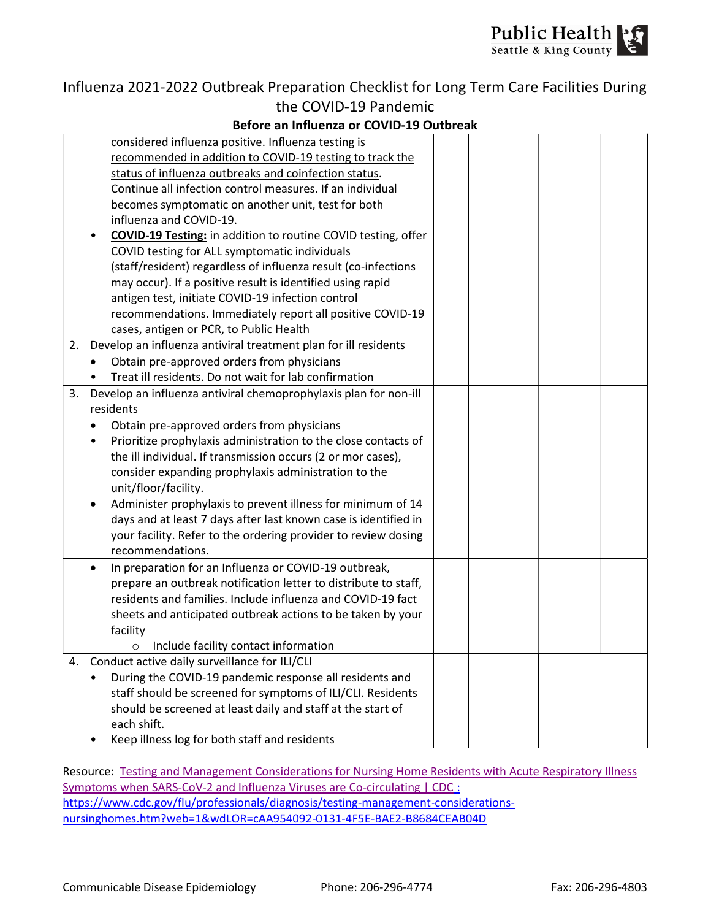# Influenza 2021-2022 Outbreak Preparation Checklist for Long Term Care Facilities During the COVID-19 Pandemic

**Before an Influenza or COVID-19 Outbreak**

| | | | | |
|---|---|---|---|---|
| considered influenza positive. Influenza testing is recommended in addition to COVID-19 testing to track the status of influenza outbreaks and coinfection status. Continue all infection control measures. If an individual becomes symptomatic on another unit, test for both influenza and COVID-19.<br>• **COVID-19 Testing:** in addition to routine COVID testing, offer COVID testing for ALL symptomatic individuals (staff/resident) regardless of influenza result (co-infections may occur). If a positive result is identified using rapid antigen test, initiate COVID-19 infection control recommendations. Immediately report all positive COVID-19 cases, antigen or PCR, to Public Health | | | | |
| 2. Develop an influenza antiviral treatment plan for ill residents<br>• Obtain pre-approved orders from physicians<br>• Treat ill residents. Do not wait for lab confirmation | | | | |
| 3. Develop an influenza antiviral chemoprophylaxis plan for non-ill residents<br>• Obtain pre-approved orders from physicians<br>• Prioritize prophylaxis administration to the close contacts of the ill individual. If transmission occurs (2 or mor cases), consider expanding prophylaxis administration to the unit/floor/facility.<br>• Administer prophylaxis to prevent illness for minimum of 14 days and at least 7 days after last known case is identified in your facility. Refer to the ordering provider to review dosing recommendations. | | | | |
| • In preparation for an Influenza or COVID-19 outbreak, prepare an outbreak notification letter to distribute to staff, residents and families. Include influenza and COVID-19 fact sheets and anticipated outbreak actions to be taken by your facility<br>  ○ Include facility contact information | | | | |
| 4. Conduct active daily surveillance for ILI/CLI<br>• During the COVID-19 pandemic response all residents and staff should be screened for symptoms of ILI/CLI. Residents should be screened at least daily and staff at the start of each shift.<br>• Keep illness log for both staff and residents | | | | |

Resource: [Testing and Management Considerations for Nursing Home Residents with Acute Respiratory Illness Symptoms when SARS-CoV-2 and Influenza Viruses are Co-circulating | CDC :](https://www.cdc.gov/flu/professionals/diagnosis/testing-management-considerations-nursinghomes.htm?web=1&wdLOR=cAA954092-0131-4F5E-BAE2-B8684CEAB04D) https://www.cdc.gov/flu/professionals/diagnosis/testing-management-considerations-nursinghomes.htm?web=1&wdLOR=cAA954092-0131-4F5E-BAE2-B8684CEAB04D

Communicable Disease Epidemiology Phone: 206-296-4774 Fax: 206-296-4803